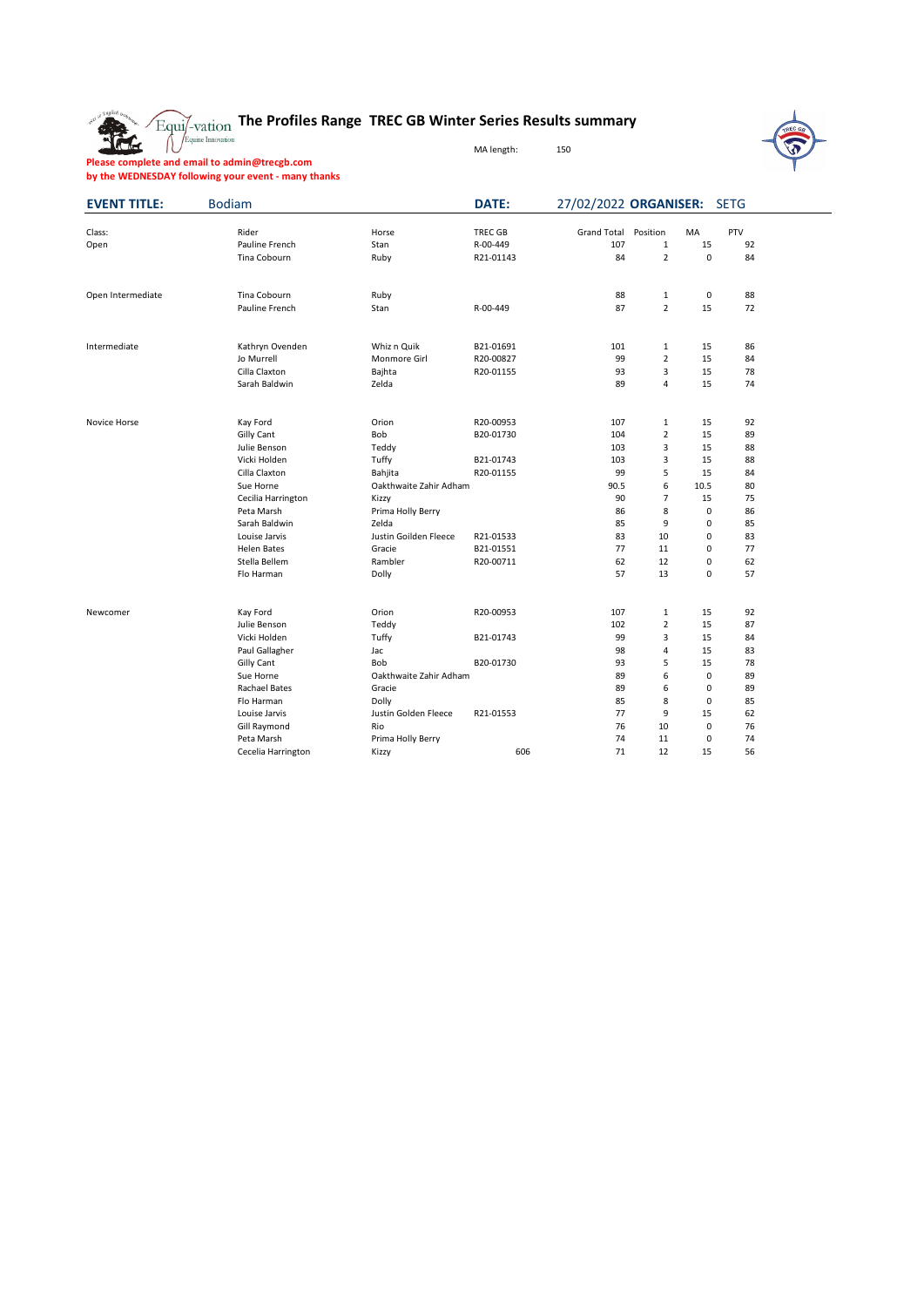# The Profiles Range TREC GB Winter Series Results summary

MA length: 150

**Please complete and email to admin@trecgb.com**
**by the WEDNESDAY following your event - many thanks**

**EVENT TITLE:** Bodiam **DATE:** 27/02/2022 **ORGANISER:** SETG

| Class: | Rider | Horse | TREC GB | Grand Total | Position | MA | PTV |
|---|---|---|---|---|---|---|---|
| Open | Pauline French | Stan | R-00-449 | 107 | 1 | 15 | 92 |
| | Tina Cobourn | Ruby | R21-01143 | 84 | 2 | 0 | 84 |
| | | | | | | | |
| Open Intermediate | Tina Cobourn | Ruby | | 88 | 1 | 0 | 88 |
| | Pauline French | Stan | R-00-449 | 87 | 2 | 15 | 72 |
| | | | | | | | |
| Intermediate | Kathryn Ovenden | Whiz n Quik | B21-01691 | 101 | 1 | 15 | 86 |
| | Jo Murrell | Monmore Girl | R20-00827 | 99 | 2 | 15 | 84 |
| | Cilla Claxton | Bajhta | R20-01155 | 93 | 3 | 15 | 78 |
| | Sarah Baldwin | Zelda | | 89 | 4 | 15 | 74 |
| | | | | | | | |
| Novice Horse | Kay Ford | Orion | R20-00953 | 107 | 1 | 15 | 92 |
| | Gilly Cant | Bob | B20-01730 | 104 | 2 | 15 | 89 |
| | Julie Benson | Teddy | | 103 | 3 | 15 | 88 |
| | Vicki Holden | Tuffy | B21-01743 | 103 | 3 | 15 | 88 |
| | Cilla Claxton | Bahjita | R20-01155 | 99 | 5 | 15 | 84 |
| | Sue Horne | Oakthwaite Zahir Adham | | 90.5 | 6 | 10.5 | 80 |
| | Cecilia Harrington | Kizzy | | 90 | 7 | 15 | 75 |
| | Peta Marsh | Prima Holly Berry | | 86 | 8 | 0 | 86 |
| | Sarah Baldwin | Zelda | | 85 | 9 | 0 | 85 |
| | Louise Jarvis | Justin Goilden Fleece | R21-01533 | 83 | 10 | 0 | 83 |
| | Helen Bates | Gracie | B21-01551 | 77 | 11 | 0 | 77 |
| | Stella Bellem | Rambler | R20-00711 | 62 | 12 | 0 | 62 |
| | Flo Harman | Dolly | | 57 | 13 | 0 | 57 |
| | | | | | | | |
| Newcomer | Kay Ford | Orion | R20-00953 | 107 | 1 | 15 | 92 |
| | Julie Benson | Teddy | | 102 | 2 | 15 | 87 |
| | Vicki Holden | Tuffy | B21-01743 | 99 | 3 | 15 | 84 |
| | Paul Gallagher | Jac | | 98 | 4 | 15 | 83 |
| | Gilly Cant | Bob | B20-01730 | 93 | 5 | 15 | 78 |
| | Sue Horne | Oakthwaite Zahir Adham | | 89 | 6 | 0 | 89 |
| | Rachael Bates | Gracie | | 89 | 6 | 0 | 89 |
| | Flo Harman | Dolly | | 85 | 8 | 0 | 85 |
| | Louise Jarvis | Justin Golden Fleece | R21-01553 | 77 | 9 | 15 | 62 |
| | Gill Raymond | Rio | | 76 | 10 | 0 | 76 |
| | Peta Marsh | Prima Holly Berry | | 74 | 11 | 0 | 74 |
| | Cecelia Harrington | Kizzy | 606 | 71 | 12 | 15 | 56 |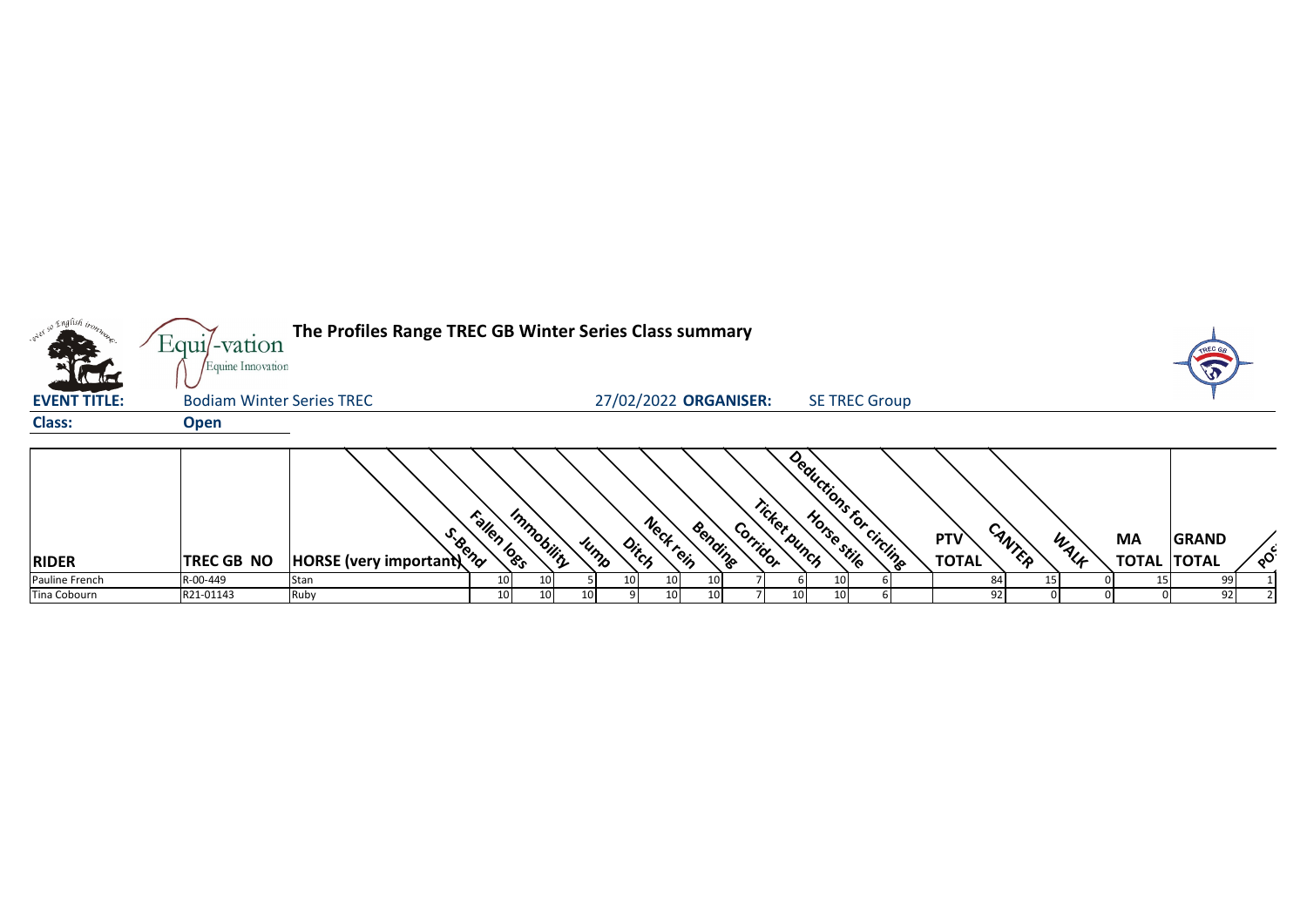# The Profiles Range TREC GB Winter Series Class summary

**EVENT TITLE:** Bodiam Winter Series TREC 27/02/2022 **ORGANISER:** SE TREC Group

**Class:** **Open**

| RIDER | TREC GB NO | HORSE (very important) | S-Bend | Fallen logs | Immobility | Jump | Ditch | Neck rein | Bending | Corridor | Ticket punch | Horse stile | Deductions for circling | PTV TOTAL | CANTER | WALK | MA TOTAL | GRAND TOTAL | POS |
|---|---|---|---|---|---|---|---|---|---|---|---|---|---|---|---|---|---|---|---|
| Pauline French | R-00-449 | Stan | 10 | 10 | 5 | 10 | 10 | 10 | 7 | 6 | 10 | 6 | | 84 | 15 | 0 | 15 | 99 | 1 |
| Tina Cobourn | R21-01143 | Ruby | 10 | 10 | 10 | 9 | 10 | 10 | 7 | 10 | 10 | 6 | | 92 | 0 | 0 | 0 | 92 | 2 |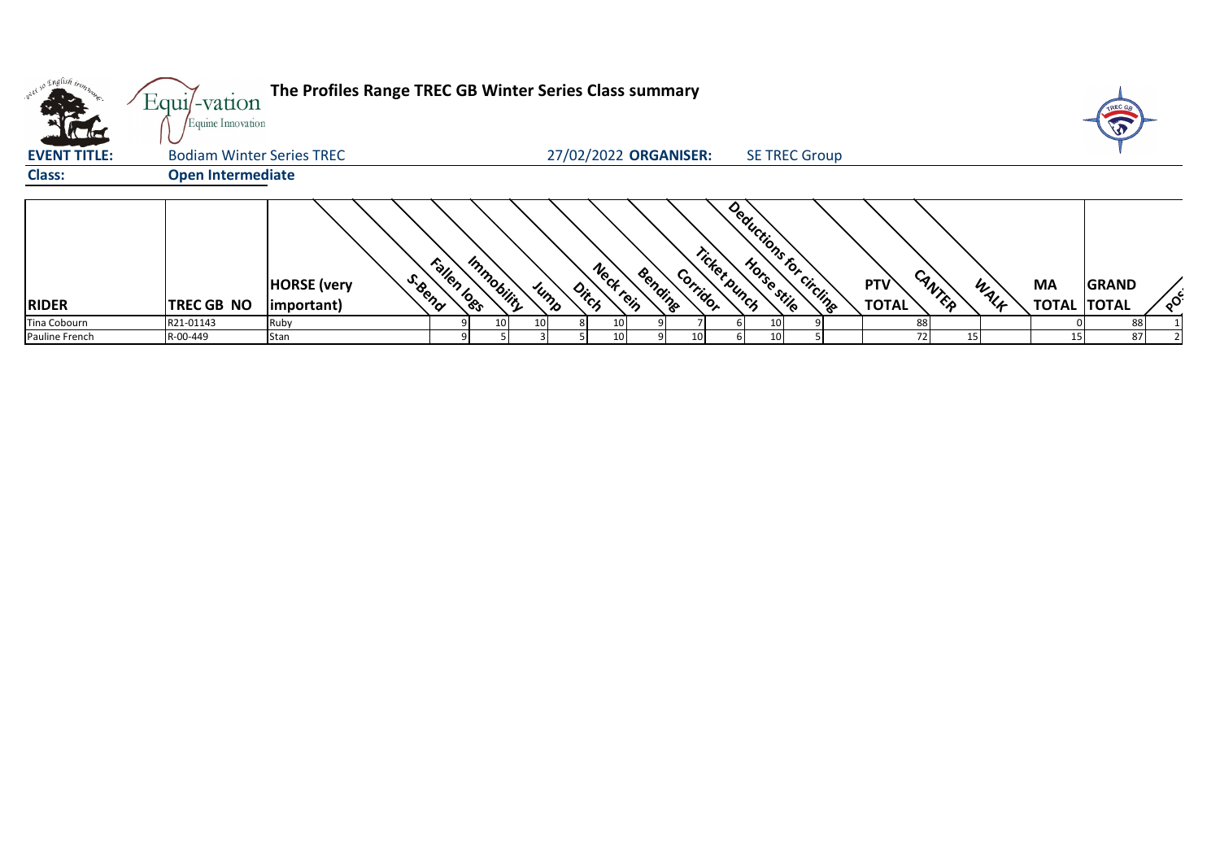# The Profiles Range TREC GB Winter Series Class summary

**EVENT TITLE:** Bodiam Winter Series TREC 27/02/2022 **ORGANISER:** SE TREC Group

**Class:** **Open Intermediate**

| RIDER | TREC GB NO | HORSE (very important) | S-Bend | Fallen logs | Immobility | Jump | Ditch | Neck rein | Bending | Corridor | Ticket punch | Horse stile | Deductions for circling | PTV TOTAL | CANTER | WALK | MA TOTAL | GRAND TOTAL | POS |
|---|---|---|---|---|---|---|---|---|---|---|---|---|---|---|---|---|---|---|---|
| Tina Cobourn | R21-01143 | Ruby | 9 | 10 | 10 | 8 | 10 | 9 | 7 | 6 | 10 | 9 | | 88 | | | 0 | 88 | 1 |
| Pauline French | R-00-449 | Stan | 9 | 5 | 3 | 5 | 10 | 9 | 10 | 6 | 10 | 5 | | 72 | 15 | | 15 | 87 | 2 |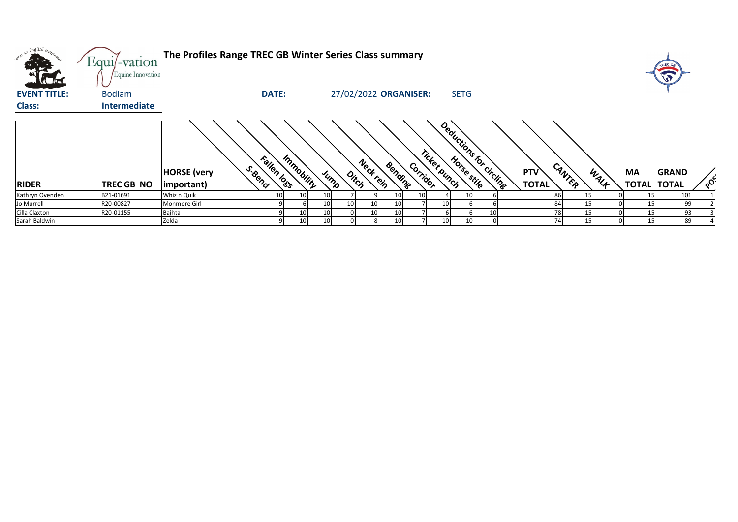# The Profiles Range TREC GB Winter Series Class summary

**EVENT TITLE:** Bodiam **DATE:** 27/02/2022 **ORGANISER:** SETG

**Class:** **Intermediate**

| RIDER | TREC GB NO | HORSE (very important) | S-Bend | Fallen logs | Immobility | Jump | Ditch | Neck rein | Bending | Corridor | Ticket punch | Horse stile | Deductions for circling | | PTV TOTAL | CANTER | WALK | MA TOTAL | GRAND TOTAL | POS |
|---|---|---|---|---|---|---|---|---|---|---|---|---|---|---|---|---|---|---|---|---|
| Kathryn Ovenden | B21-01691 | Whiz n Quik | 10 | 10 | 10 | 7 | 9 | 10 | 10 | 4 | 10 | 6 | | | 86 | 15 | 0 | 15 | 101 | 1 |
| Jo Murrell | R20-00827 | Monmore Girl | 9 | 6 | 10 | 10 | 10 | 10 | 7 | 10 | 6 | 6 | | | 84 | 15 | 0 | 15 | 99 | 2 |
| Cilla Claxton | R20-01155 | Bajhta | 9 | 10 | 10 | 0 | 10 | 10 | 7 | 6 | 6 | 10 | | | 78 | 15 | 0 | 15 | 93 | 3 |
| Sarah Baldwin | | Zelda | 9 | 10 | 10 | 0 | 8 | 10 | 7 | 10 | 10 | 0 | | | 74 | 15 | 0 | 15 | 89 | 4 |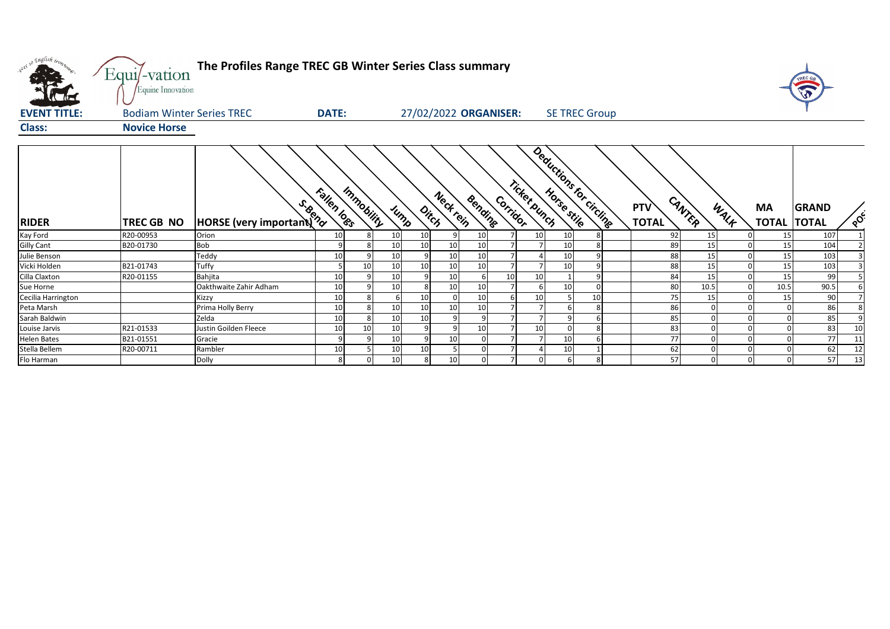# The Profiles Range TREC GB Winter Series Class summary

Equi-vation Equine Innovation

**EVENT TITLE:** Bodiam Winter Series TREC **DATE:** 27/02/2022 **ORGANISER:** SE TREC Group

**Class:** Novice Horse

| RIDER | TREC GB NO | HORSE (very important) | S-Bend | Fallen logs | Immobility | Jump | Ditch | Neck rein | Bending | Corridor | Ticket punch | Horse stile | Deductions for circling | PTV TOTAL | CANTER | WALK | MA TOTAL | GRAND TOTAL | POS |
|---|---|---|---|---|---|---|---|---|---|---|---|---|---|---|---|---|---|---|---|
| Kay Ford | R20-00953 | Orion | 10 | 8 | 10 | 10 | 9 | 10 | 7 | 10 | 10 | 8 | | 92 | 15 | 0 | 15 | 107 | 1 |
| Gilly Cant | B20-01730 | Bob | 9 | 8 | 10 | 10 | 10 | 10 | 7 | 7 | 10 | 8 | | 89 | 15 | 0 | 15 | 104 | 2 |
| Julie Benson | | Teddy | 10 | 9 | 10 | 9 | 10 | 10 | 7 | 4 | 10 | 9 | | 88 | 15 | 0 | 15 | 103 | 3 |
| Vicki Holden | B21-01743 | Tuffy | 5 | 10 | 10 | 10 | 10 | 10 | 7 | 7 | 10 | 9 | | 88 | 15 | 0 | 15 | 103 | 3 |
| Cilla Claxton | R20-01155 | Bahjita | 10 | 9 | 10 | 9 | 10 | 6 | 10 | 10 | 1 | 9 | | 84 | 15 | 0 | 15 | 99 | 5 |
| Sue Horne | | Oakthwaite Zahir Adham | 10 | 9 | 10 | 8 | 10 | 10 | 7 | 6 | 10 | 0 | | 80 | 10.5 | 0 | 10.5 | 90.5 | 6 |
| Cecilia Harrington | | Kizzy | 10 | 8 | 6 | 10 | 0 | 10 | 6 | 10 | 5 | 10 | | 75 | 15 | 0 | 15 | 90 | 7 |
| Peta Marsh | | Prima Holly Berry | 10 | 8 | 10 | 10 | 10 | 10 | 7 | 7 | 6 | 8 | | 86 | 0 | 0 | 0 | 86 | 8 |
| Sarah Baldwin | | Zelda | 10 | 8 | 10 | 10 | 9 | 9 | 7 | 7 | 9 | 6 | | 85 | 0 | 0 | 0 | 85 | 9 |
| Louise Jarvis | R21-01533 | Justin Goilden Fleece | 10 | 10 | 10 | 9 | 9 | 10 | 7 | 10 | 0 | 8 | | 83 | 0 | 0 | 0 | 83 | 10 |
| Helen Bates | B21-01551 | Gracie | 9 | 9 | 10 | 9 | 10 | 0 | 7 | 7 | 10 | 6 | | 77 | 0 | 0 | 0 | 77 | 11 |
| Stella Bellem | R20-00711 | Rambler | 10 | 5 | 10 | 10 | 5 | 0 | 7 | 4 | 10 | 1 | | 62 | 0 | 0 | 0 | 62 | 12 |
| Flo Harman | | Dolly | 8 | 0 | 10 | 8 | 10 | 0 | 7 | 0 | 6 | 8 | | 57 | 0 | 0 | 0 | 57 | 13 |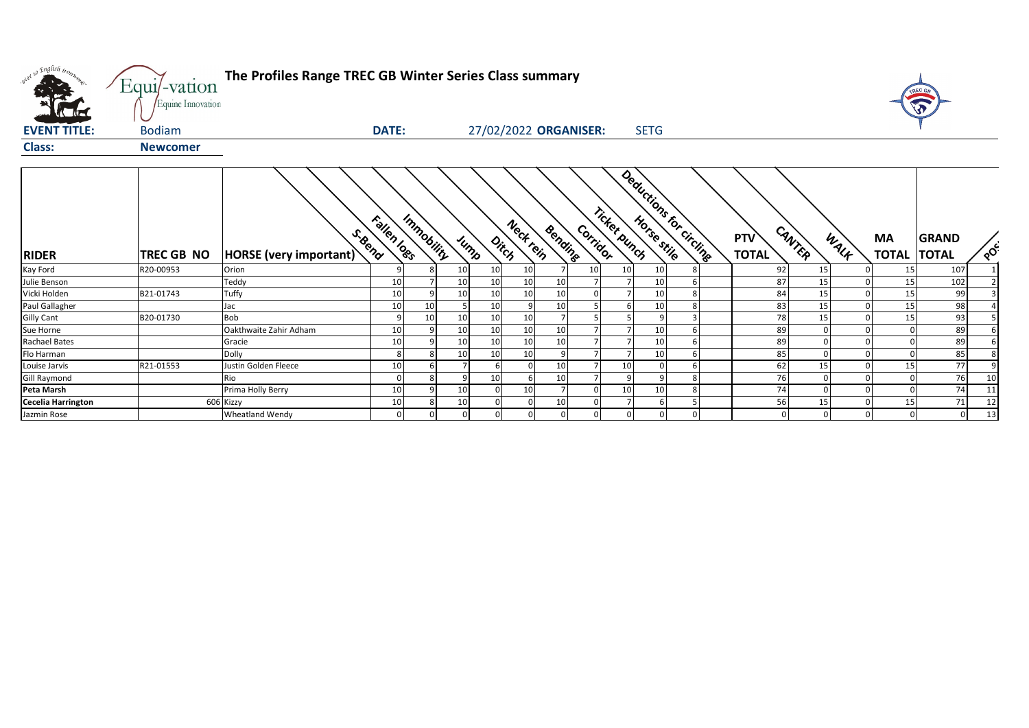# The Profiles Range TREC GB Winter Series Class summary

**EVENT TITLE:** Bodiam **DATE:** 27/02/2022 **ORGANISER:** SETG

**Class:** Newcomer

| RIDER | TREC GB NO | HORSE (very important) | S-Bend | Fallen logs | Immobility | Jump | Ditch | Neck rein | Bending | Corridor | Ticket punch | Horse stile | Deductions for circling | PTV TOTAL | CANTER | WALK | MA TOTAL | GRAND TOTAL | POS |
|---|---|---|---|---|---|---|---|---|---|---|---|---|---|---|---|---|---|---|---|
| Kay Ford | R20-00953 | Orion | 9 | 8 | 10 | 10 | 10 | 7 | 10 | 10 | 10 | 8 | | 92 | 15 | 0 | 15 | 107 | 1 |
| Julie Benson | | Teddy | 10 | 7 | 10 | 10 | 10 | 10 | 7 | 7 | 10 | 6 | | 87 | 15 | 0 | 15 | 102 | 2 |
| Vicki Holden | B21-01743 | Tuffy | 10 | 9 | 10 | 10 | 10 | 10 | 0 | 7 | 10 | 8 | | 84 | 15 | 0 | 15 | 99 | 3 |
| Paul Gallagher | | Jac | 10 | 10 | 5 | 10 | 9 | 10 | 5 | 6 | 10 | 8 | | 83 | 15 | 0 | 15 | 98 | 4 |
| Gilly Cant | B20-01730 | Bob | 9 | 10 | 10 | 10 | 10 | 7 | 5 | 5 | 9 | 3 | | 78 | 15 | 0 | 15 | 93 | 5 |
| Sue Horne | | Oakthwaite Zahir Adham | 10 | 9 | 10 | 10 | 10 | 10 | 7 | 7 | 10 | 6 | | 89 | 0 | 0 | 0 | 89 | 6 |
| Rachael Bates | | Gracie | 10 | 9 | 10 | 10 | 10 | 10 | 7 | 7 | 10 | 6 | | 89 | 0 | 0 | 0 | 89 | 6 |
| Flo Harman | | Dolly | 8 | 8 | 10 | 10 | 10 | 9 | 7 | 7 | 10 | 6 | | 85 | 0 | 0 | 0 | 85 | 8 |
| Louise Jarvis | R21-01553 | Justin Golden Fleece | 10 | 6 | 7 | 6 | 0 | 10 | 7 | 10 | 0 | 6 | | 62 | 15 | 0 | 15 | 77 | 9 |
| Gill Raymond | | Rio | 0 | 8 | 9 | 10 | 6 | 10 | 7 | 9 | 9 | 8 | | 76 | 0 | 0 | 0 | 76 | 10 |
| **Peta Marsh** | | Prima Holly Berry | 10 | 9 | 10 | 0 | 10 | 7 | 0 | 10 | 10 | 8 | | 74 | 0 | 0 | 0 | 74 | 11 |
| **Cecelia Harrington** | 606 | Kizzy | 10 | 8 | 10 | 0 | 0 | 10 | 0 | 7 | 6 | 5 | | 56 | 15 | 0 | 15 | 71 | 12 |
| Jazmin Rose | | Wheatland Wendy | 0 | 0 | 0 | 0 | 0 | 0 | 0 | 0 | 0 | 0 | | 0 | 0 | 0 | 0 | 0 | 13 |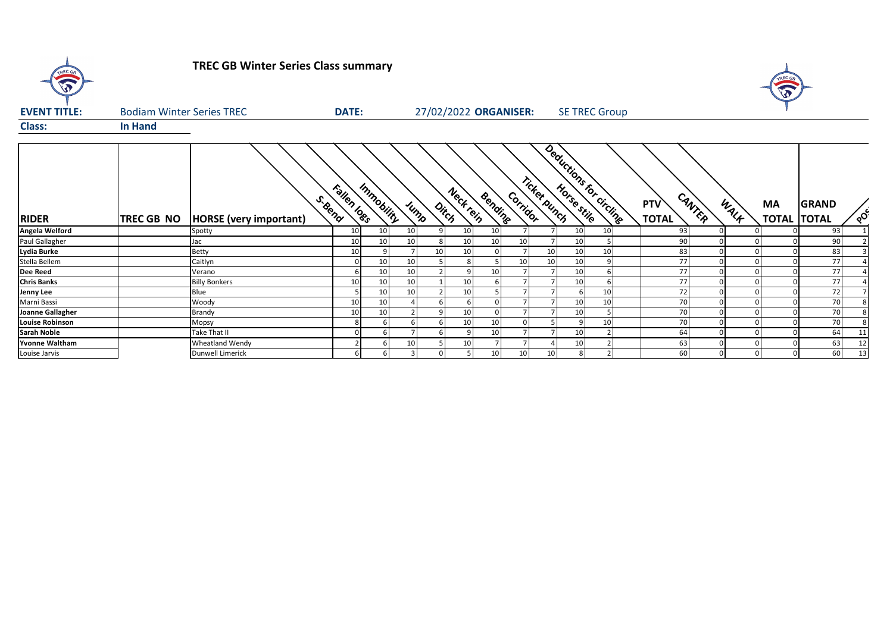# TREC GB Winter Series Class summary

**EVENT TITLE:** Bodiam Winter Series TREC **DATE:** 27/02/2022 **ORGANISER:** SE TREC Group

**Class:** In Hand

| RIDER | TREC GB NO | HORSE (very important) | S-Bend | Fallen logs | Immobility | Jump | Ditch | Neck rein | Bending | Corridor | Ticket punch | Horse stile | Deductions for circling | PTV TOTAL | CANTER | WALK | MA TOTAL | GRAND TOTAL | POS |
|---|---|---|---|---|---|---|---|---|---|---|---|---|---|---|---|---|---|---|---|
| **Angela Welford** | | Spotty | 10 | 10 | 10 | 9 | 10 | 10 | 7 | 7 | 10 | 10 | | 93 | 0 | 0 | 0 | 93 | 1 |
| Paul Gallagher | | Jac | 10 | 10 | 10 | 8 | 10 | 10 | 10 | 7 | 10 | 5 | | 90 | 0 | 0 | 0 | 90 | 2 |
| **Lydia Burke** | | Betty | 10 | 9 | 7 | 10 | 10 | 0 | 7 | 10 | 10 | 10 | | 83 | 0 | 0 | 0 | 83 | 3 |
| Stella Bellem | | Caitlyn | 0 | 10 | 10 | 5 | 8 | 5 | 10 | 10 | 10 | 9 | | 77 | 0 | 0 | 0 | 77 | 4 |
| **Dee Reed** | | Verano | 6 | 10 | 10 | 2 | 9 | 10 | 7 | 7 | 10 | 6 | | 77 | 0 | 0 | 0 | 77 | 4 |
| **Chris Banks** | | Billy Bonkers | 10 | 10 | 10 | 1 | 10 | 6 | 7 | 7 | 10 | 6 | | 77 | 0 | 0 | 0 | 77 | 4 |
| **Jenny Lee** | | Blue | 5 | 10 | 10 | 2 | 10 | 5 | 7 | 7 | 6 | 10 | | 72 | 0 | 0 | 0 | 72 | 7 |
| Marni Bassi | | Woody | 10 | 10 | 4 | 6 | 6 | 0 | 7 | 7 | 10 | 10 | | 70 | 0 | 0 | 0 | 70 | 8 |
| **Joanne Gallagher** | | Brandy | 10 | 10 | 2 | 9 | 10 | 0 | 7 | 7 | 10 | 5 | | 70 | 0 | 0 | 0 | 70 | 8 |
| **Louise Robinson** | | Mopsy | 8 | 6 | 6 | 6 | 10 | 10 | 0 | 5 | 9 | 10 | | 70 | 0 | 0 | 0 | 70 | 8 |
| **Sarah Noble** | | Take That II | 0 | 6 | 7 | 6 | 9 | 10 | 7 | 7 | 10 | 2 | | 64 | 0 | 0 | 0 | 64 | 11 |
| **Yvonne Waltham** | | Wheatland Wendy | 2 | 6 | 10 | 5 | 10 | 7 | 7 | 4 | 10 | 2 | | 63 | 0 | 0 | 0 | 63 | 12 |
| Louise Jarvis | | Dunwell Limerick | 6 | 6 | 3 | 0 | 5 | 10 | 10 | 10 | 8 | 2 | | 60 | 0 | 0 | 0 | 60 | 13 |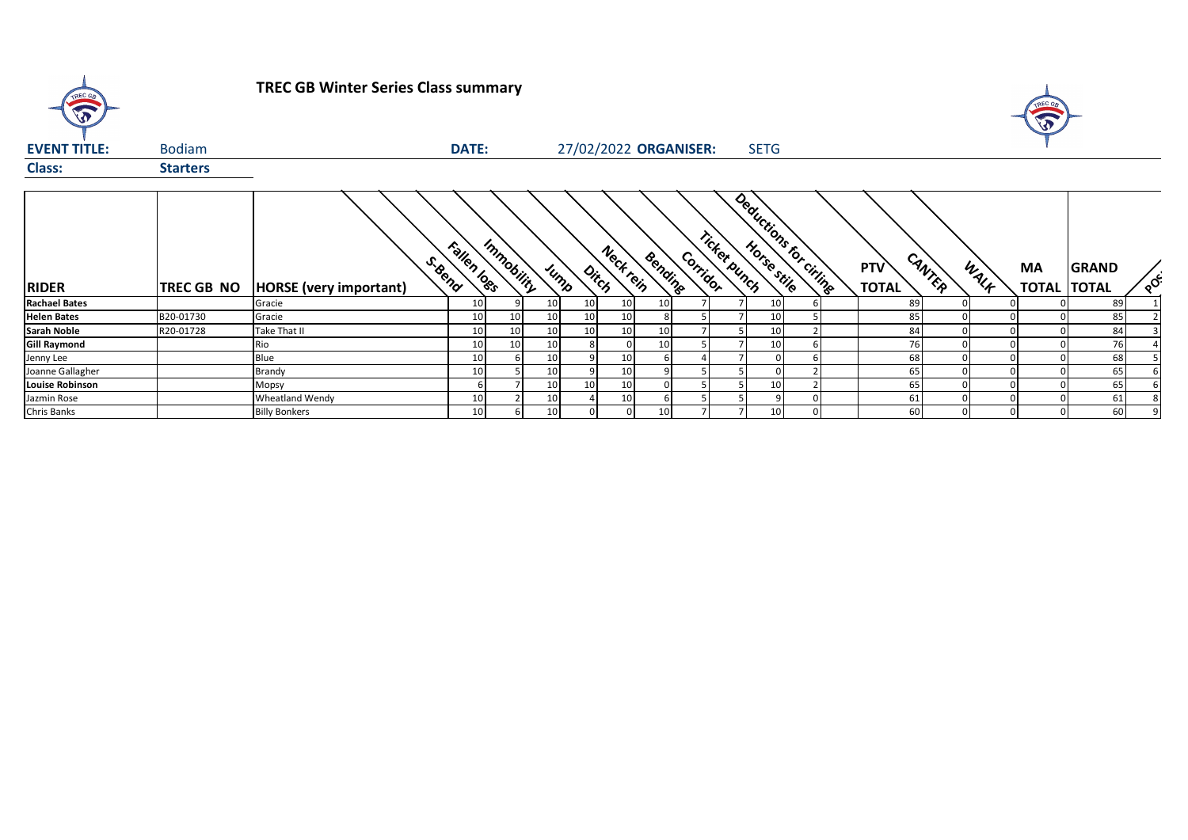# TREC GB Winter Series Class summary

**EVENT TITLE:** Bodiam **DATE:** 27/02/2022 **ORGANISER:** SETG

**Class:** **Starters**

| RIDER | TREC GB NO | HORSE (very important) | S-Bend | Fallen logs | Immobility | Jump | Ditch | Neck rein | Bending | Corridor | Ticket punch | Horse stile | Deductions for circling | PTV TOTAL | CANTER | WALK | MA TOTAL | GRAND TOTAL | POS |
|---|---|---|---|---|---|---|---|---|---|---|---|---|---|---|---|---|---|---|---|
| **Rachael Bates** | | Gracie | 10 | 9 | 10 | 10 | 10 | 10 | 7 | 7 | 10 | 6 | | 89 | 0 | 0 | 0 | 89 | 1 |
| **Helen Bates** | B20-01730 | Gracie | 10 | 10 | 10 | 10 | 10 | 8 | 5 | 7 | 10 | 5 | | 85 | 0 | 0 | 0 | 85 | 2 |
| **Sarah Noble** | R20-01728 | Take That II | 10 | 10 | 10 | 10 | 10 | 10 | 7 | 5 | 10 | 2 | | 84 | 0 | 0 | 0 | 84 | 3 |
| **Gill Raymond** | | Rio | 10 | 10 | 10 | 8 | 0 | 10 | 5 | 7 | 10 | 6 | | 76 | 0 | 0 | 0 | 76 | 4 |
| Jenny Lee | | Blue | 10 | 6 | 10 | 9 | 10 | 6 | 4 | 7 | 0 | 6 | | 68 | 0 | 0 | 0 | 68 | 5 |
| Joanne Gallagher | | Brandy | 10 | 5 | 10 | 9 | 10 | 9 | 5 | 5 | 0 | 2 | | 65 | 0 | 0 | 0 | 65 | 6 |
| **Louise Robinson** | | Mopsy | 6 | 7 | 10 | 10 | 10 | 0 | 5 | 5 | 10 | 2 | | 65 | 0 | 0 | 0 | 65 | 6 |
| Jazmin Rose | | Wheatland Wendy | 10 | 2 | 10 | 4 | 10 | 6 | 5 | 5 | 9 | 0 | | 61 | 0 | 0 | 0 | 61 | 8 |
| Chris Banks | | Billy Bonkers | 10 | 6 | 10 | 0 | 0 | 10 | 7 | 7 | 10 | 0 | | 60 | 0 | 0 | 0 | 60 | 9 |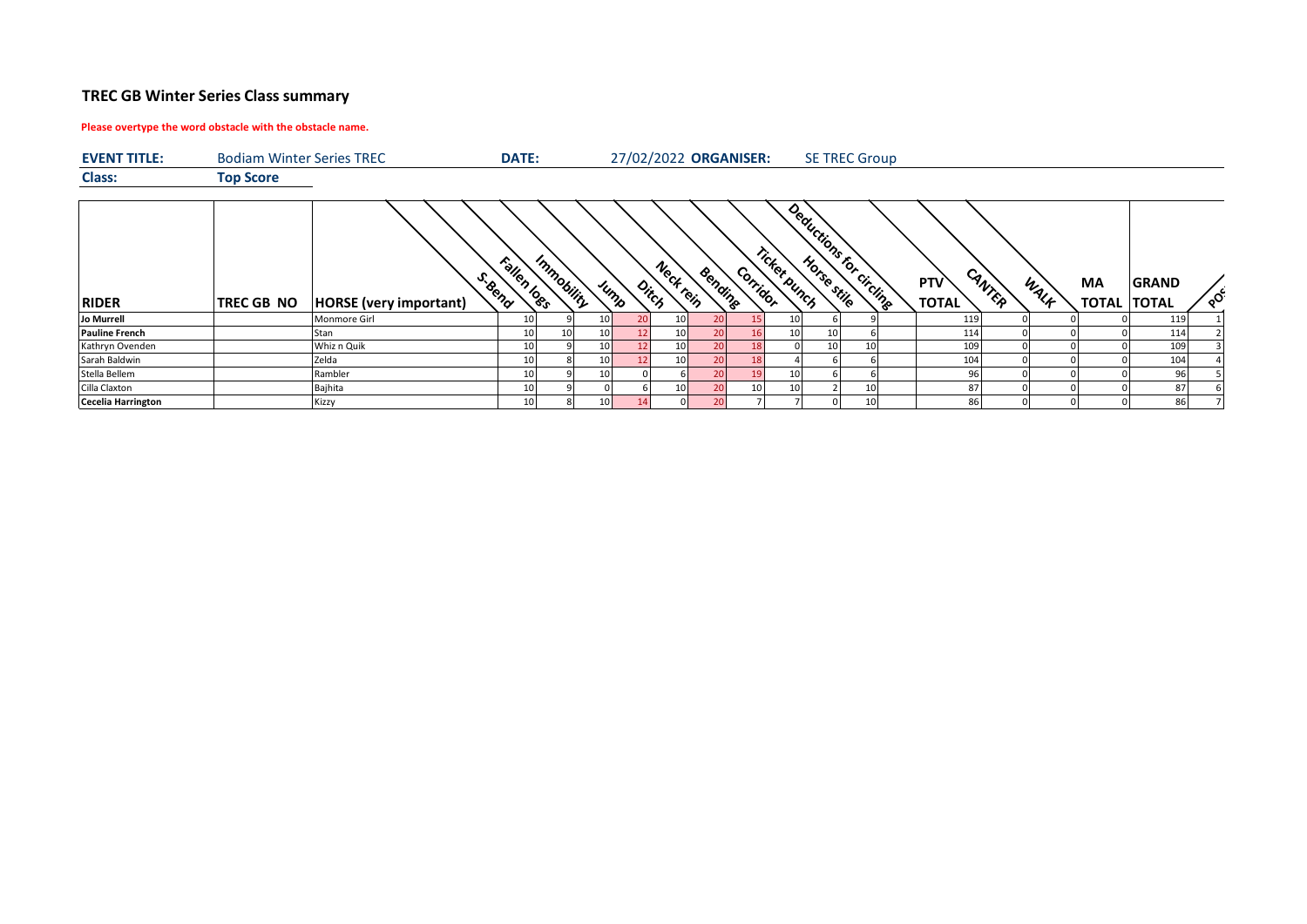## TREC GB Winter Series Class summary

**Please overtype the word obstacle with the obstacle name.**

**EVENT TITLE:** Bodiam Winter Series TREC **DATE:** 27/02/2022 **ORGANISER:** SE TREC Group

**Class:** **Top Score**

| RIDER | TREC GB NO | HORSE (very important) | S-Bend | Fallen logs | Immobility | Jump | Ditch | Neck rein | Bending | Corridor | Ticket punch | Horse stile | Deductions for circling | PTV TOTAL | CANTER | WALK | MA TOTAL | GRAND TOTAL | POS |
|---|---|---|---|---|---|---|---|---|---|---|---|---|---|---|---|---|---|---|---|
| **Jo Murrell** | | Monmore Girl | 10 | 9 | 10 | 20 | 10 | 20 | 15 | 10 | 6 | 9 | | 119 | 0 | 0 | 0 | 119 | 1 |
| **Pauline French** | | Stan | 10 | 10 | 10 | 12 | 10 | 20 | 16 | 10 | 10 | 6 | | 114 | 0 | 0 | 0 | 114 | 2 |
| Kathryn Ovenden | | Whiz n Quik | 10 | 9 | 10 | 12 | 10 | 20 | 18 | 0 | 10 | 10 | | 109 | 0 | 0 | 0 | 109 | 3 |
| Sarah Baldwin | | Zelda | 10 | 8 | 10 | 12 | 10 | 20 | 18 | 4 | 6 | 6 | | 104 | 0 | 0 | 0 | 104 | 4 |
| Stella Bellem | | Rambler | 10 | 9 | 10 | 0 | 6 | 20 | 19 | 10 | 6 | 6 | | 96 | 0 | 0 | 0 | 96 | 5 |
| Cilla Claxton | | Bajhita | 10 | 9 | 0 | 6 | 10 | 20 | 10 | 10 | 2 | 10 | | 87 | 0 | 0 | 0 | 87 | 6 |
| **Cecelia Harrington** | | Kizzy | 10 | 8 | 10 | 14 | 0 | 20 | 7 | 7 | 0 | 10 | | 86 | 0 | 0 | 0 | 86 | 7 |